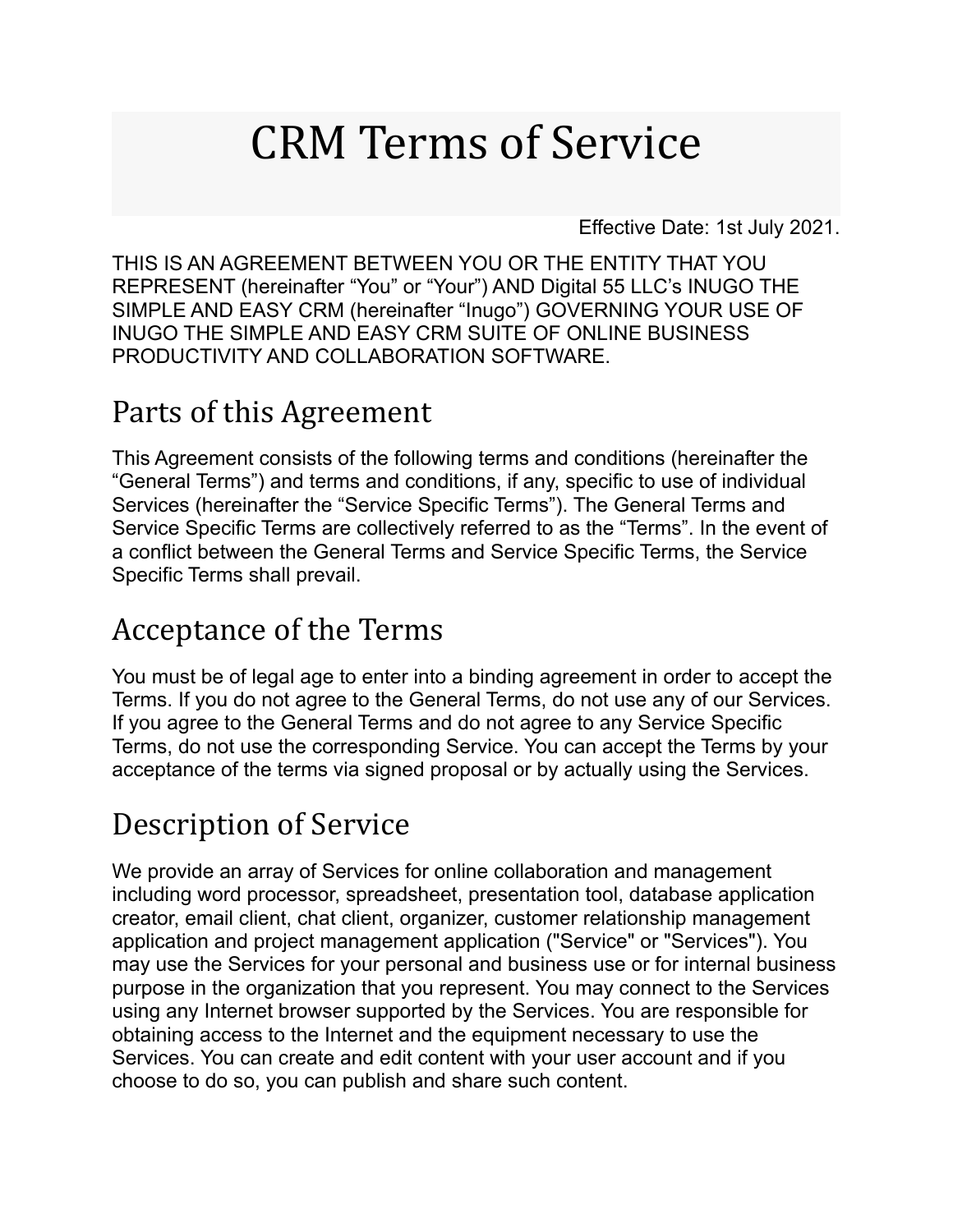# CRM Terms of Service

Effective Date: 1st July 2021.

THIS IS AN AGREEMENT BETWEEN YOU OR THE ENTITY THAT YOU REPRESENT (hereinafter "You" or "Your") AND Digital 55 LLC's INUGO THE SIMPLE AND EASY CRM (hereinafter "Inugo") GOVERNING YOUR USE OF INUGO THE SIMPLE AND EASY CRM SUITE OF ONLINE BUSINESS PRODUCTIVITY AND COLLABORATION SOFTWARE.

## Parts of this Agreement

This Agreement consists of the following terms and conditions (hereinafter the "General Terms") and terms and conditions, if any, specific to use of individual Services (hereinafter the "Service Specific Terms"). The General Terms and Service Specific Terms are collectively referred to as the "Terms". In the event of a conflict between the General Terms and Service Specific Terms, the Service Specific Terms shall prevail.

## Acceptance of the Terms

You must be of legal age to enter into a binding agreement in order to accept the Terms. If you do not agree to the General Terms, do not use any of our Services. If you agree to the General Terms and do not agree to any Service Specific Terms, do not use the corresponding Service. You can accept the Terms by your acceptance of the terms via signed proposal or by actually using the Services.

## Description of Service

We provide an array of Services for online collaboration and management including word processor, spreadsheet, presentation tool, database application creator, email client, chat client, organizer, customer relationship management application and project management application ("Service" or "Services"). You may use the Services for your personal and business use or for internal business purpose in the organization that you represent. You may connect to the Services using any Internet browser supported by the Services. You are responsible for obtaining access to the Internet and the equipment necessary to use the Services. You can create and edit content with your user account and if you choose to do so, you can publish and share such content.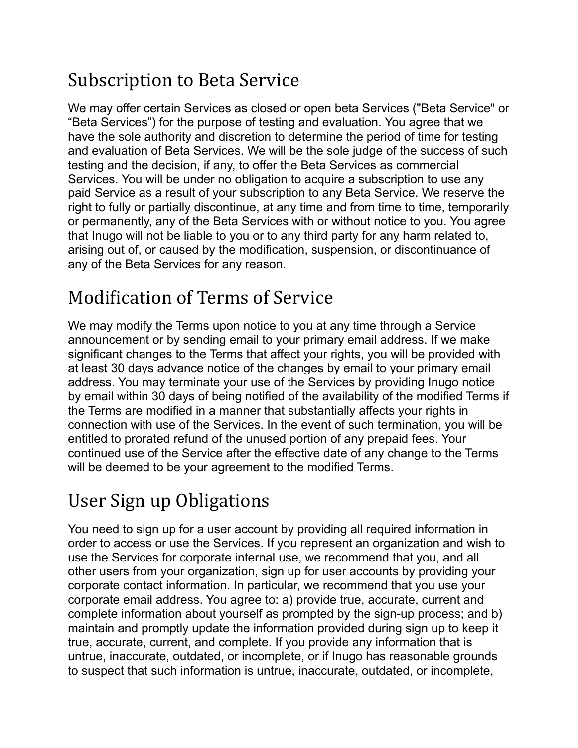## Subscription to Beta Service

We may offer certain Services as closed or open beta Services ("Beta Service" or “Beta Services”) for the purpose of testing and evaluation. You agree that we have the sole authority and discretion to determine the period of time for testing and evaluation of Beta Services. We will be the sole judge of the success of such testing and the decision, if any, to offer the Beta Services as commercial Services. You will be under no obligation to acquire a subscription to use any paid Service as a result of your subscription to any Beta Service. We reserve the right to fully or partially discontinue, at any time and from time to time, temporarily or permanently, any of the Beta Services with or without notice to you. You agree that Inugo will not be liable to you or to any third party for any harm related to, arising out of, or caused by the modification, suspension, or discontinuance of any of the Beta Services for any reason.

## Modification of Terms of Service

We may modify the Terms upon notice to you at any time through a Service announcement or by sending email to your primary email address. If we make significant changes to the Terms that affect your rights, you will be provided with at least 30 days advance notice of the changes by email to your primary email address. You may terminate your use of the Services by providing Inugo notice by email within 30 days of being notified of the availability of the modified Terms if the Terms are modified in a manner that substantially affects your rights in connection with use of the Services. In the event of such termination, you will be entitled to prorated refund of the unused portion of any prepaid fees. Your continued use of the Service after the effective date of any change to the Terms will be deemed to be your agreement to the modified Terms.

## User Sign up Obligations

You need to sign up for a user account by providing all required information in order to access or use the Services. If you represent an organization and wish to use the Services for corporate internal use, we recommend that you, and all other users from your organization, sign up for user accounts by providing your corporate contact information. In particular, we recommend that you use your corporate email address. You agree to: a) provide true, accurate, current and complete information about yourself as prompted by the sign-up process; and b) maintain and promptly update the information provided during sign up to keep it true, accurate, current, and complete. If you provide any information that is untrue, inaccurate, outdated, or incomplete, or if Inugo has reasonable grounds to suspect that such information is untrue, inaccurate, outdated, or incomplete,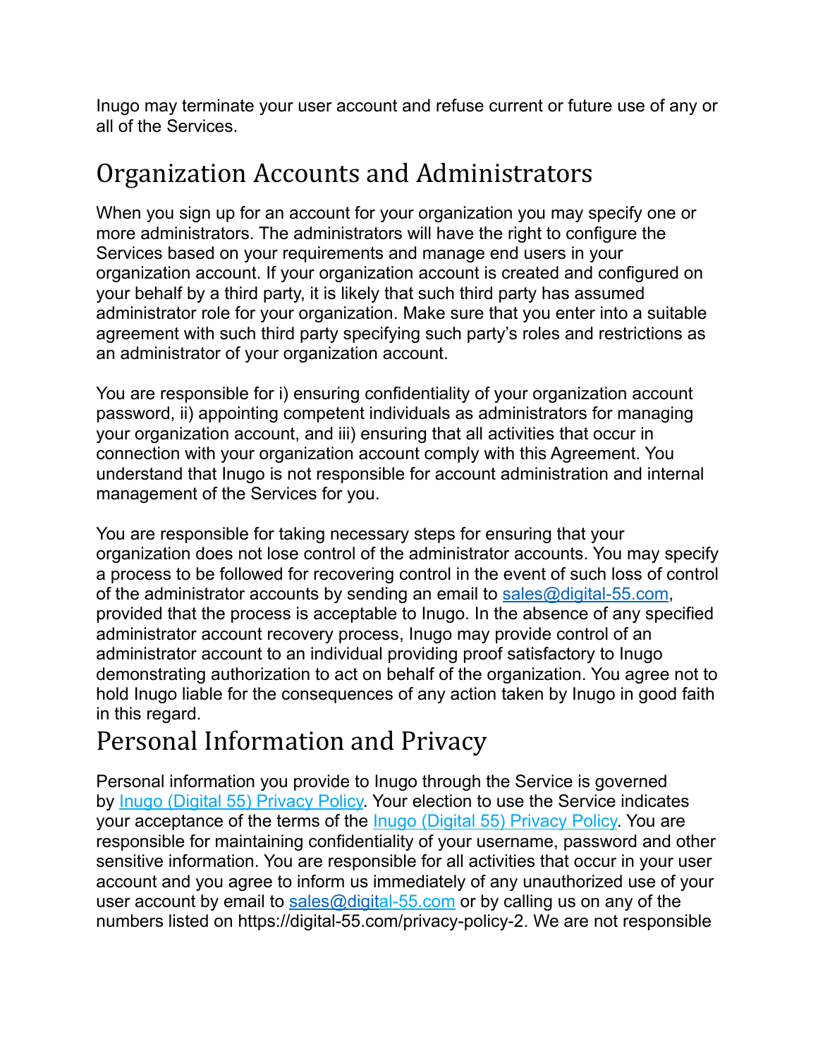Inugo may terminate your user account and refuse current or future use of any or all of the Services.

# Organization Accounts and Administrators

When you sign up for an account for your organization you may specify one or more administrators. The administrators will have the right to configure the Services based on your requirements and manage end users in your organization account. If your organization account is created and configured on your behalf by a third party, it is likely that such third party has assumed administrator role for your organization. Make sure that you enter into a suitable agreement with such third party specifying such party's roles and restrictions as an administrator of your organization account.

You are responsible for i) ensuring confidentiality of your organization account password, ii) appointing competent individuals as administrators for managing your organization account, and iii) ensuring that all activities that occur in connection with your organization account comply with this Agreement. You understand that Inugo is not responsible for account administration and internal management of the Services for you.

You are responsible for taking necessary steps for ensuring that your organization does not lose control of the administrator accounts. You may specify a process to be followed for recovering control in the event of such loss of control of the administrator accounts by sending an email to sales@digital-55.com, provided that the process is acceptable to Inugo. In the absence of any specified administrator account recovery process, Inugo may provide control of an administrator account to an individual providing proof satisfactory to Inugo demonstrating authorization to act on behalf of the organization. You agree not to hold Inugo liable for the consequences of any action taken by Inugo in good faith in this regard.

# Personal Information and Privacy

Personal information you provide to Inugo through the Service is governed by Inugo (Digital 55) Privacy Policy. Your election to use the Service indicates your acceptance of the terms of the Inugo (Digital 55) Privacy Policy. You are responsible for maintaining confidentiality of your username, password and other sensitive information. You are responsible for all activities that occur in your user account and you agree to inform us immediately of any unauthorized use of your user account by email to sales@digital-55.com or by calling us on any of the numbers listed on https://digital-55.com/privacy-policy-2. We are not responsible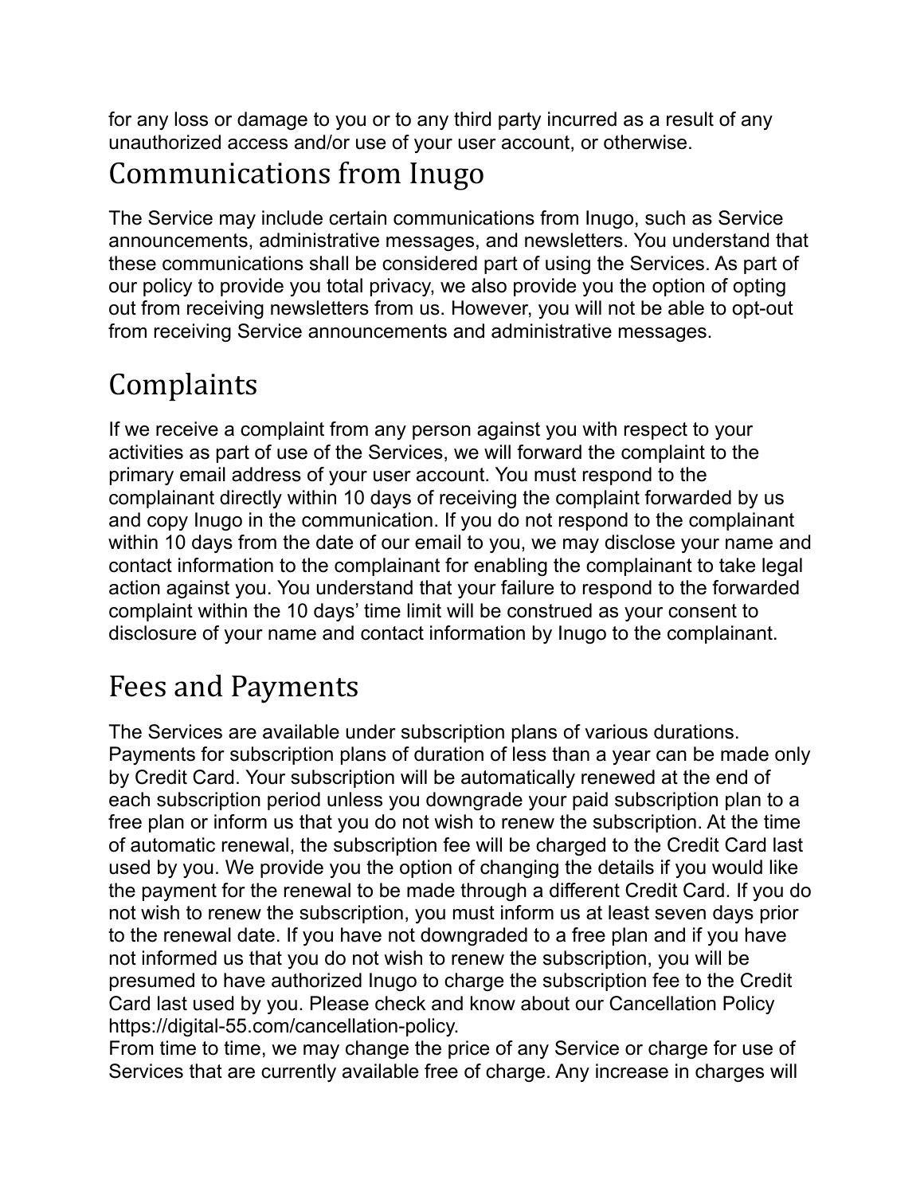for any loss or damage to you or to any third party incurred as a result of any unauthorized access and/or use of your user account, or otherwise.

## Communications from Inugo

The Service may include certain communications from Inugo, such as Service announcements, administrative messages, and newsletters. You understand that these communications shall be considered part of using the Services. As part of our policy to provide you total privacy, we also provide you the option of opting out from receiving newsletters from us. However, you will not be able to opt-out from receiving Service announcements and administrative messages.

## Complaints

If we receive a complaint from any person against you with respect to your activities as part of use of the Services, we will forward the complaint to the primary email address of your user account. You must respond to the complainant directly within 10 days of receiving the complaint forwarded by us and copy Inugo in the communication. If you do not respond to the complainant within 10 days from the date of our email to you, we may disclose your name and contact information to the complainant for enabling the complainant to take legal action against you. You understand that your failure to respond to the forwarded complaint within the 10 days' time limit will be construed as your consent to disclosure of your name and contact information by Inugo to the complainant.

## Fees and Payments

The Services are available under subscription plans of various durations. Payments for subscription plans of duration of less than a year can be made only by Credit Card. Your subscription will be automatically renewed at the end of each subscription period unless you downgrade your paid subscription plan to a free plan or inform us that you do not wish to renew the subscription. At the time of automatic renewal, the subscription fee will be charged to the Credit Card last used by you. We provide you the option of changing the details if you would like the payment for the renewal to be made through a different Credit Card. If you do not wish to renew the subscription, you must inform us at least seven days prior to the renewal date. If you have not downgraded to a free plan and if you have not informed us that you do not wish to renew the subscription, you will be presumed to have authorized Inugo to charge the subscription fee to the Credit Card last used by you. Please check and know about our Cancellation Policy https://digital-55.com/cancellation-policy.

From time to time, we may change the price of any Service or charge for use of Services that are currently available free of charge. Any increase in charges will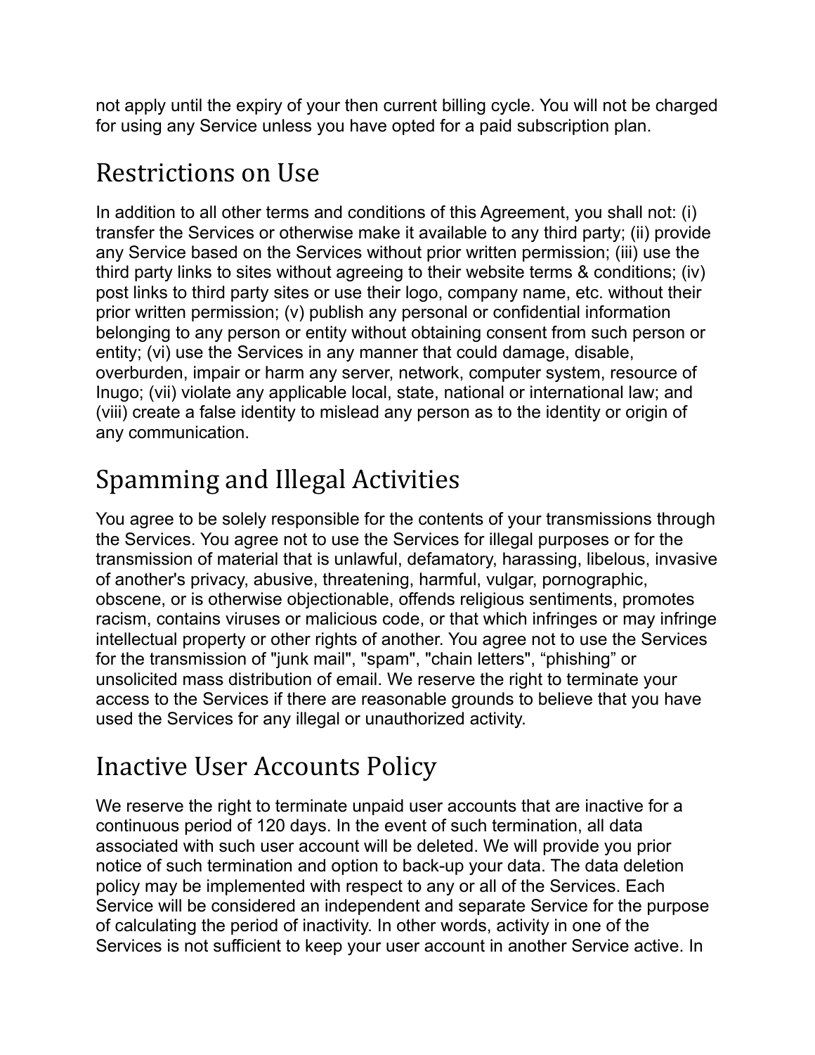not apply until the expiry of your then current billing cycle. You will not be charged for using any Service unless you have opted for a paid subscription plan.

## Restrictions on Use

In addition to all other terms and conditions of this Agreement, you shall not: (i) transfer the Services or otherwise make it available to any third party; (ii) provide any Service based on the Services without prior written permission; (iii) use the third party links to sites without agreeing to their website terms & conditions; (iv) post links to third party sites or use their logo, company name, etc. without their prior written permission; (v) publish any personal or confidential information belonging to any person or entity without obtaining consent from such person or entity; (vi) use the Services in any manner that could damage, disable, overburden, impair or harm any server, network, computer system, resource of Inugo; (vii) violate any applicable local, state, national or international law; and (viii) create a false identity to mislead any person as to the identity or origin of any communication.

## Spamming and Illegal Activities

You agree to be solely responsible for the contents of your transmissions through the Services. You agree not to use the Services for illegal purposes or for the transmission of material that is unlawful, defamatory, harassing, libelous, invasive of another's privacy, abusive, threatening, harmful, vulgar, pornographic, obscene, or is otherwise objectionable, offends religious sentiments, promotes racism, contains viruses or malicious code, or that which infringes or may infringe intellectual property or other rights of another. You agree not to use the Services for the transmission of "junk mail", "spam", "chain letters", “phishing” or unsolicited mass distribution of email. We reserve the right to terminate your access to the Services if there are reasonable grounds to believe that you have used the Services for any illegal or unauthorized activity.

## Inactive User Accounts Policy

We reserve the right to terminate unpaid user accounts that are inactive for a continuous period of 120 days. In the event of such termination, all data associated with such user account will be deleted. We will provide you prior notice of such termination and option to back-up your data. The data deletion policy may be implemented with respect to any or all of the Services. Each Service will be considered an independent and separate Service for the purpose of calculating the period of inactivity. In other words, activity in one of the Services is not sufficient to keep your user account in another Service active. In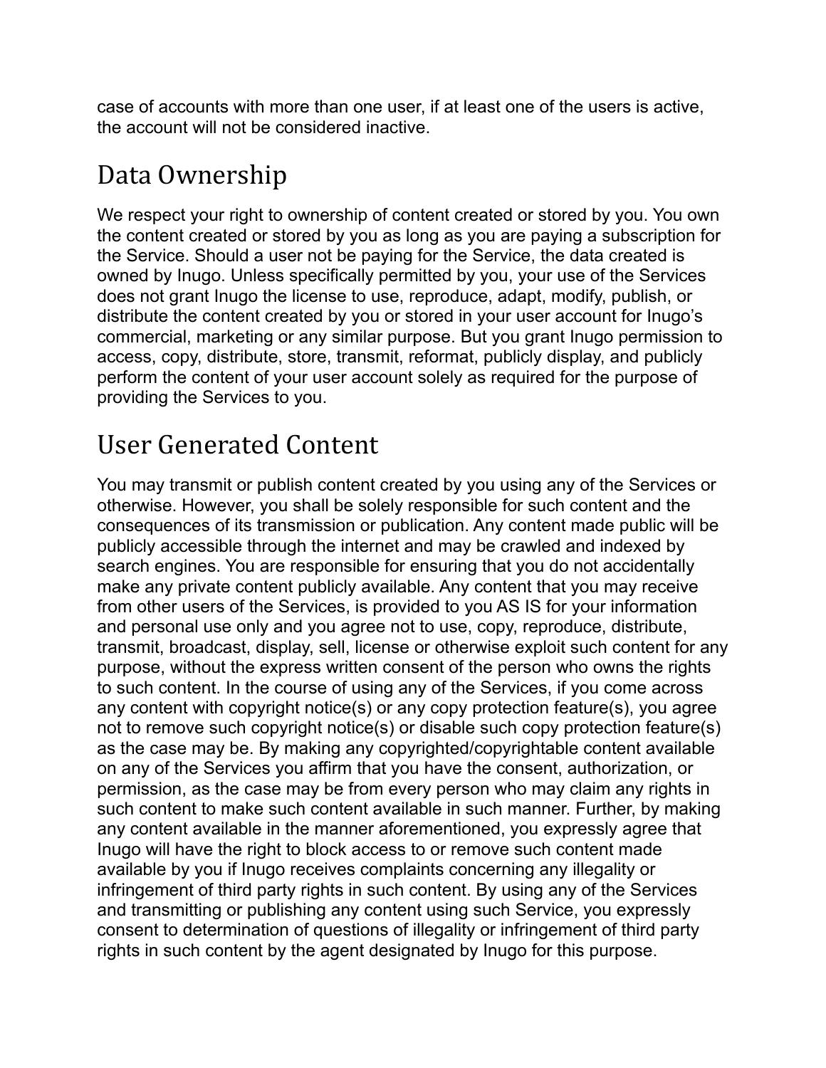case of accounts with more than one user, if at least one of the users is active, the account will not be considered inactive.

## Data Ownership

We respect your right to ownership of content created or stored by you. You own the content created or stored by you as long as you are paying a subscription for the Service. Should a user not be paying for the Service, the data created is owned by Inugo. Unless specifically permitted by you, your use of the Services does not grant Inugo the license to use, reproduce, adapt, modify, publish, or distribute the content created by you or stored in your user account for Inugo's commercial, marketing or any similar purpose. But you grant Inugo permission to access, copy, distribute, store, transmit, reformat, publicly display, and publicly perform the content of your user account solely as required for the purpose of providing the Services to you.

## User Generated Content

You may transmit or publish content created by you using any of the Services or otherwise. However, you shall be solely responsible for such content and the consequences of its transmission or publication. Any content made public will be publicly accessible through the internet and may be crawled and indexed by search engines. You are responsible for ensuring that you do not accidentally make any private content publicly available. Any content that you may receive from other users of the Services, is provided to you AS IS for your information and personal use only and you agree not to use, copy, reproduce, distribute, transmit, broadcast, display, sell, license or otherwise exploit such content for any purpose, without the express written consent of the person who owns the rights to such content. In the course of using any of the Services, if you come across any content with copyright notice(s) or any copy protection feature(s), you agree not to remove such copyright notice(s) or disable such copy protection feature(s) as the case may be. By making any copyrighted/copyrightable content available on any of the Services you affirm that you have the consent, authorization, or permission, as the case may be from every person who may claim any rights in such content to make such content available in such manner. Further, by making any content available in the manner aforementioned, you expressly agree that Inugo will have the right to block access to or remove such content made available by you if Inugo receives complaints concerning any illegality or infringement of third party rights in such content. By using any of the Services and transmitting or publishing any content using such Service, you expressly consent to determination of questions of illegality or infringement of third party rights in such content by the agent designated by Inugo for this purpose.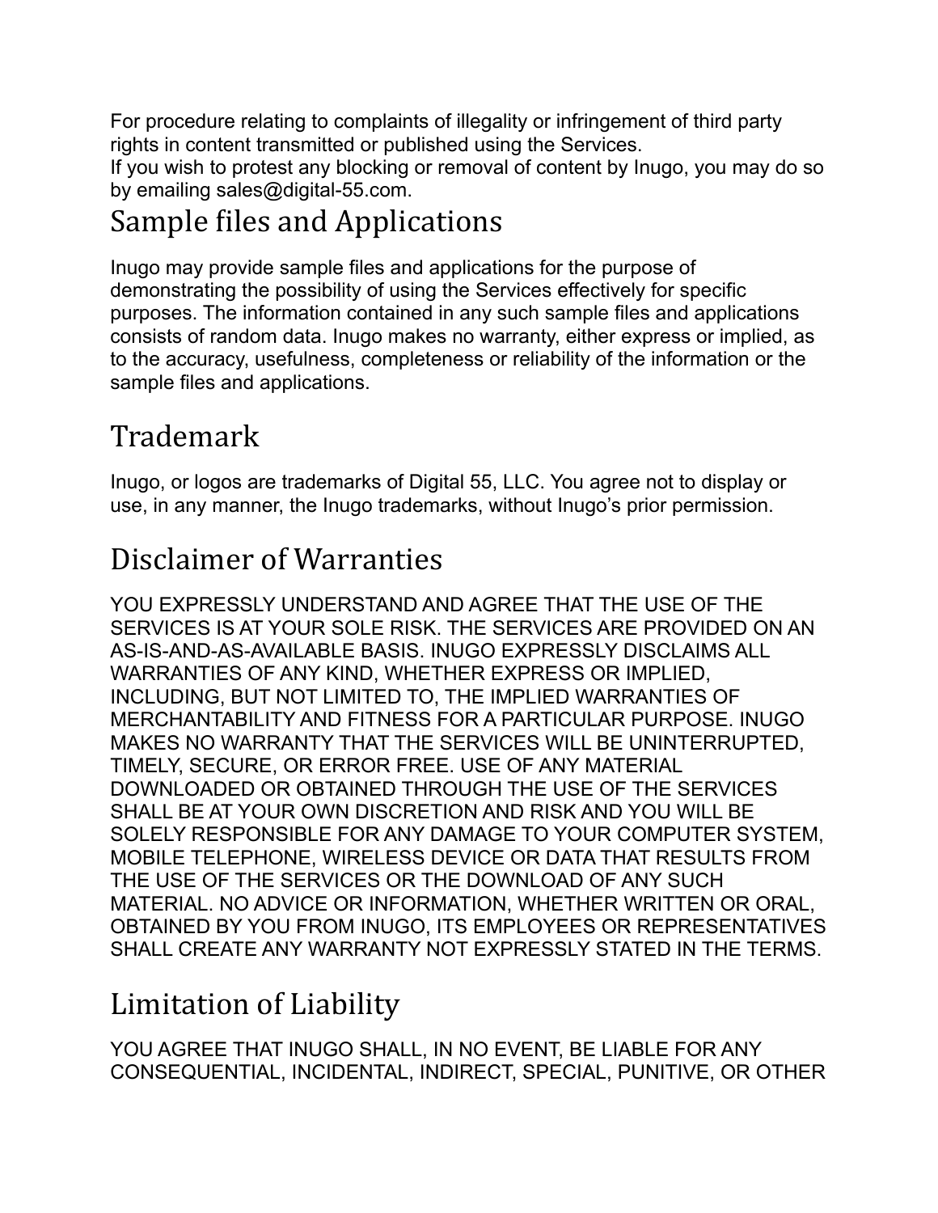For procedure relating to complaints of illegality or infringement of third party rights in content transmitted or published using the Services.
If you wish to protest any blocking or removal of content by Inugo, you may do so by emailing sales@digital-55.com.

## Sample files and Applications

Inugo may provide sample files and applications for the purpose of demonstrating the possibility of using the Services effectively for specific purposes. The information contained in any such sample files and applications consists of random data. Inugo makes no warranty, either express or implied, as to the accuracy, usefulness, completeness or reliability of the information or the sample files and applications.

## Trademark

Inugo, or logos are trademarks of Digital 55, LLC. You agree not to display or use, in any manner, the Inugo trademarks, without Inugo's prior permission.

## Disclaimer of Warranties

YOU EXPRESSLY UNDERSTAND AND AGREE THAT THE USE OF THE SERVICES IS AT YOUR SOLE RISK. THE SERVICES ARE PROVIDED ON AN AS-IS-AND-AS-AVAILABLE BASIS. INUGO EXPRESSLY DISCLAIMS ALL WARRANTIES OF ANY KIND, WHETHER EXPRESS OR IMPLIED, INCLUDING, BUT NOT LIMITED TO, THE IMPLIED WARRANTIES OF MERCHANTABILITY AND FITNESS FOR A PARTICULAR PURPOSE. INUGO MAKES NO WARRANTY THAT THE SERVICES WILL BE UNINTERRUPTED, TIMELY, SECURE, OR ERROR FREE. USE OF ANY MATERIAL DOWNLOADED OR OBTAINED THROUGH THE USE OF THE SERVICES SHALL BE AT YOUR OWN DISCRETION AND RISK AND YOU WILL BE SOLELY RESPONSIBLE FOR ANY DAMAGE TO YOUR COMPUTER SYSTEM, MOBILE TELEPHONE, WIRELESS DEVICE OR DATA THAT RESULTS FROM THE USE OF THE SERVICES OR THE DOWNLOAD OF ANY SUCH MATERIAL. NO ADVICE OR INFORMATION, WHETHER WRITTEN OR ORAL, OBTAINED BY YOU FROM INUGO, ITS EMPLOYEES OR REPRESENTATIVES SHALL CREATE ANY WARRANTY NOT EXPRESSLY STATED IN THE TERMS.

## Limitation of Liability

YOU AGREE THAT INUGO SHALL, IN NO EVENT, BE LIABLE FOR ANY CONSEQUENTIAL, INCIDENTAL, INDIRECT, SPECIAL, PUNITIVE, OR OTHER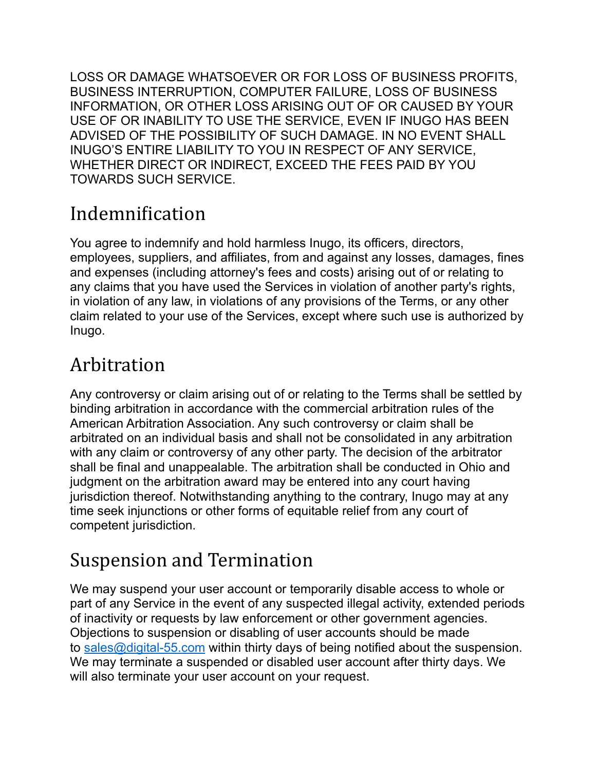LOSS OR DAMAGE WHATSOEVER OR FOR LOSS OF BUSINESS PROFITS, BUSINESS INTERRUPTION, COMPUTER FAILURE, LOSS OF BUSINESS INFORMATION, OR OTHER LOSS ARISING OUT OF OR CAUSED BY YOUR USE OF OR INABILITY TO USE THE SERVICE, EVEN IF INUGO HAS BEEN ADVISED OF THE POSSIBILITY OF SUCH DAMAGE. IN NO EVENT SHALL INUGO'S ENTIRE LIABILITY TO YOU IN RESPECT OF ANY SERVICE, WHETHER DIRECT OR INDIRECT, EXCEED THE FEES PAID BY YOU TOWARDS SUCH SERVICE.

## Indemnification

You agree to indemnify and hold harmless Inugo, its officers, directors, employees, suppliers, and affiliates, from and against any losses, damages, fines and expenses (including attorney's fees and costs) arising out of or relating to any claims that you have used the Services in violation of another party's rights, in violation of any law, in violations of any provisions of the Terms, or any other claim related to your use of the Services, except where such use is authorized by Inugo.

## Arbitration

Any controversy or claim arising out of or relating to the Terms shall be settled by binding arbitration in accordance with the commercial arbitration rules of the American Arbitration Association. Any such controversy or claim shall be arbitrated on an individual basis and shall not be consolidated in any arbitration with any claim or controversy of any other party. The decision of the arbitrator shall be final and unappealable. The arbitration shall be conducted in Ohio and judgment on the arbitration award may be entered into any court having jurisdiction thereof. Notwithstanding anything to the contrary, Inugo may at any time seek injunctions or other forms of equitable relief from any court of competent jurisdiction.

## Suspension and Termination

We may suspend your user account or temporarily disable access to whole or part of any Service in the event of any suspected illegal activity, extended periods of inactivity or requests by law enforcement or other government agencies. Objections to suspension or disabling of user accounts should be made to sales@digital-55.com within thirty days of being notified about the suspension. We may terminate a suspended or disabled user account after thirty days. We will also terminate your user account on your request.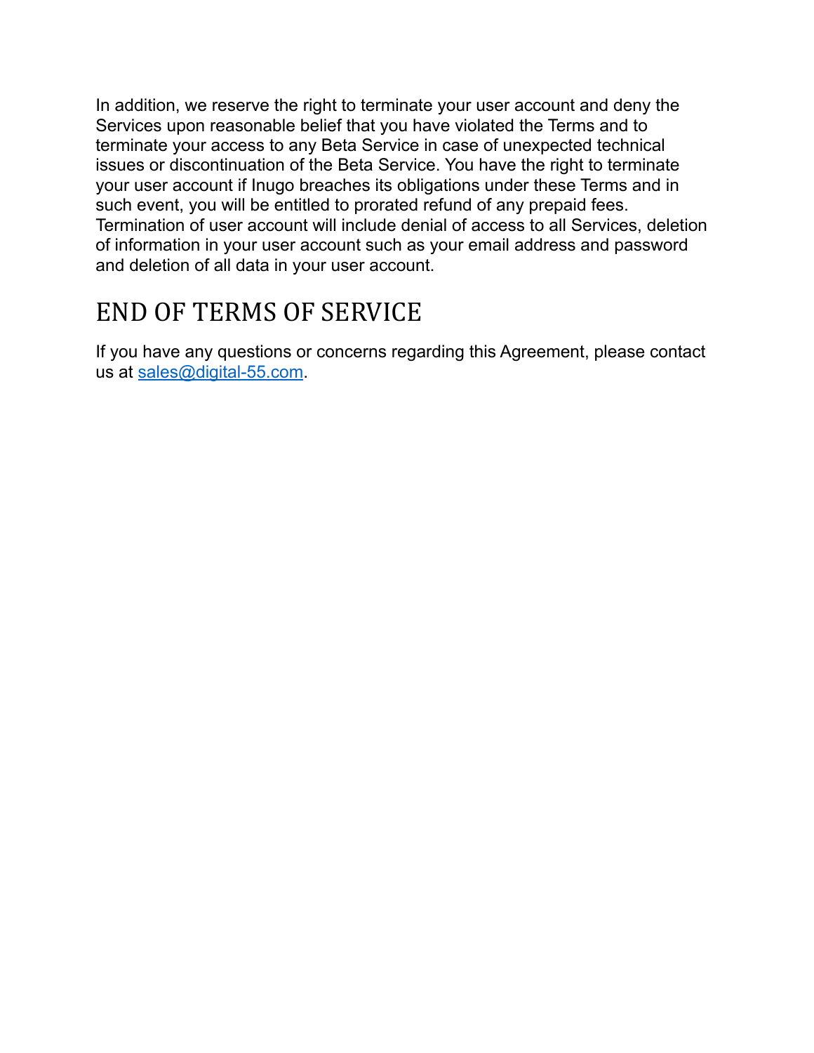In addition, we reserve the right to terminate your user account and deny the Services upon reasonable belief that you have violated the Terms and to terminate your access to any Beta Service in case of unexpected technical issues or discontinuation of the Beta Service. You have the right to terminate your user account if Inugo breaches its obligations under these Terms and in such event, you will be entitled to prorated refund of any prepaid fees. Termination of user account will include denial of access to all Services, deletion of information in your user account such as your email address and password and deletion of all data in your user account.

# END OF TERMS OF SERVICE

If you have any questions or concerns regarding this Agreement, please contact us at [sales@digital-55.com](mailto:sales@digital-55.com).